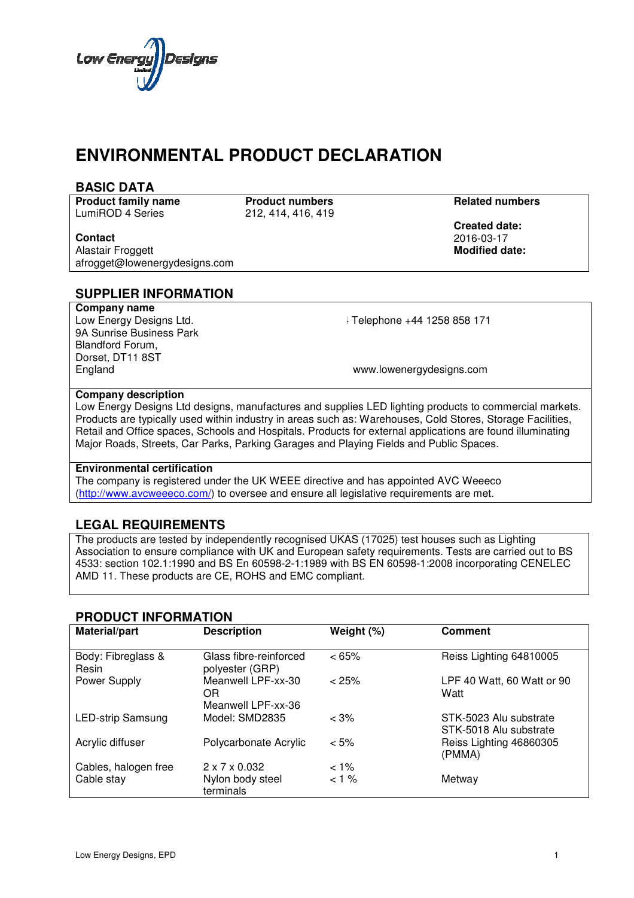# ENVIRONMENTAL PRODUCT DECLARATION

## BASIC DATA

| Product family name | Product numbers | Related numbers |
|---|---|---|
| LumiROD 4 Series | 212, 414, 416, 419 | |
| | | **Created date:** 2016-03-17 |
| **Contact** Alastair Froggett afrogget@lowenergydesigns.com | | **Modified date:** |

## SUPPLIER INFORMATION

**Company name**
Low Energy Designs Ltd.
9A Sunrise Business Park
Blandford Forum,
Dorset, DT11 8ST
England

Telephone +44 1258 858 171

www.lowenergydesigns.com

**Company description**
Low Energy Designs Ltd designs, manufactures and supplies LED lighting products to commercial markets. Products are typically used within industry in areas such as: Warehouses, Cold Stores, Storage Facilities, Retail and Office spaces, Schools and Hospitals. Products for external applications are found illuminating Major Roads, Streets, Car Parks, Parking Garages and Playing Fields and Public Spaces.

**Environmental certification**
The company is registered under the UK WEEE directive and has appointed AVC Weeeco (http://www.avcweeeco.com/) to oversee and ensure all legislative requirements are met.

## LEGAL REQUIREMENTS

The products are tested by independently recognised UKAS (17025) test houses such as Lighting Association to ensure compliance with UK and European safety requirements. Tests are carried out to BS 4533: section 102.1:1990 and BS En 60598-2-1:1989 with BS EN 60598-1:2008 incorporating CENELEC AMD 11. These products are CE, ROHS and EMC compliant.

## PRODUCT INFORMATION

| Material/part | Description | Weight (%) | Comment |
|---|---|---|---|
| Body: Fibreglass & Resin | Glass fibre-reinforced polyester (GRP) | < 65% | Reiss Lighting 64810005 |
| Power Supply | Meanwell LPF-xx-30 OR Meanwell LPF-xx-36 | < 25% | LPF 40 Watt, 60 Watt or 90 Watt |
| LED-strip Samsung | Model: SMD2835 | < 3% | STK-5023 Alu substrate STK-5018 Alu substrate |
| Acrylic diffuser | Polycarbonate Acrylic | < 5% | Reiss Lighting 46860305 (PMMA) |
| Cables, halogen free | 2 x 7 x 0.032 | < 1% | |
| Cable stay | Nylon body steel terminals | < 1 % | Metway |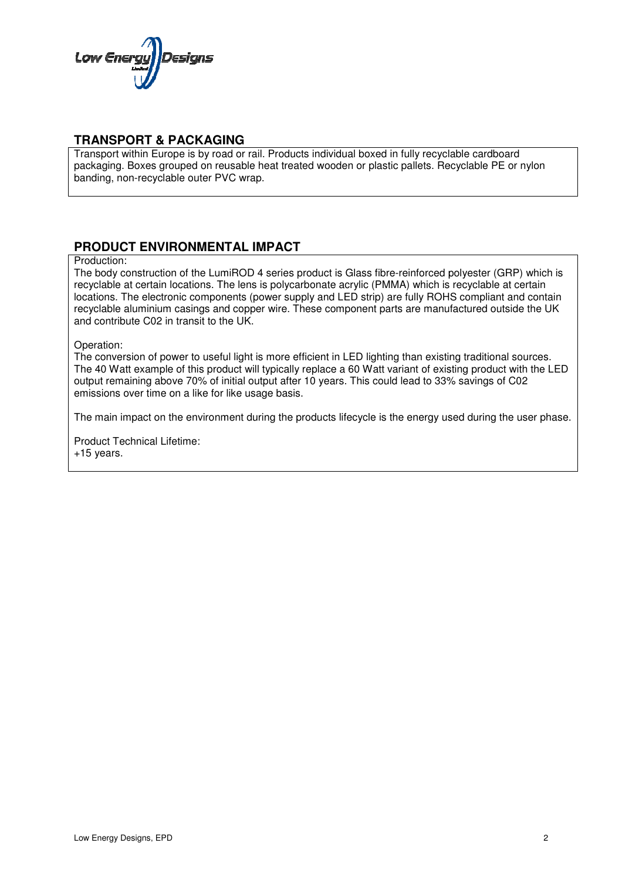## TRANSPORT & PACKAGING

Transport within Europe is by road or rail. Products individual boxed in fully recyclable cardboard packaging. Boxes grouped on reusable heat treated wooden or plastic pallets. Recyclable PE or nylon banding, non-recyclable outer PVC wrap.

## PRODUCT ENVIRONMENTAL IMPACT

Production:
The body construction of the LumiROD 4 series product is Glass fibre-reinforced polyester (GRP) which is recyclable at certain locations. The lens is polycarbonate acrylic (PMMA) which is recyclable at certain locations. The electronic components (power supply and LED strip) are fully ROHS compliant and contain recyclable aluminium casings and copper wire. These component parts are manufactured outside the UK and contribute C02 in transit to the UK.

Operation:
The conversion of power to useful light is more efficient in LED lighting than existing traditional sources. The 40 Watt example of this product will typically replace a 60 Watt variant of existing product with the LED output remaining above 70% of initial output after 10 years. This could lead to 33% savings of C02 emissions over time on a like for like usage basis.

The main impact on the environment during the products lifecycle is the energy used during the user phase.

Product Technical Lifetime:
+15 years.